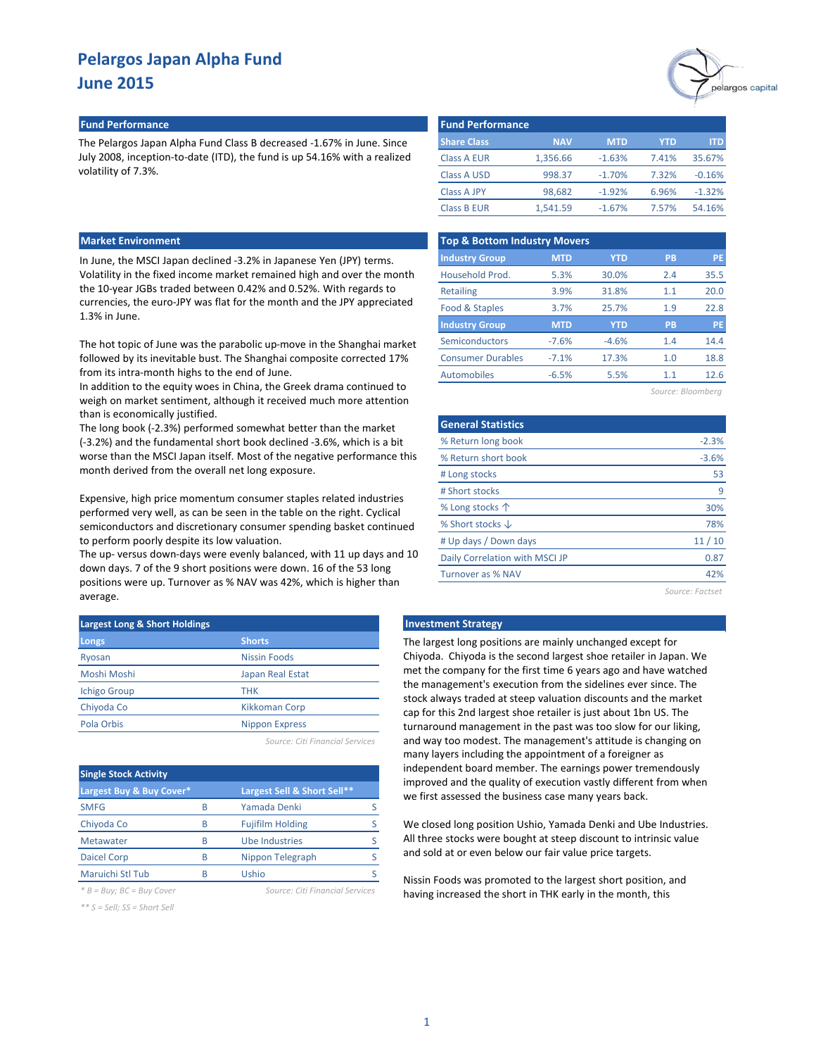# Pelargos Japan Alpha Fund
# June 2015

## Fund Performance

The Pelargos Japan Alpha Fund Class B decreased -1.67% in June. Since July 2008, inception-to-date (ITD), the fund is up 54.16% with a realized volatility of 7.3%.

## Fund Performance

| Share Class | NAV | MTD | YTD | ITD |
|---|---|---|---|---|
| Class A EUR | 1,356.66 | -1.63% | 7.41% | 35.67% |
| Class A USD | 998.37 | -1.70% | 7.32% | -0.16% |
| Class A JPY | 98,682 | -1.92% | 6.96% | -1.32% |
| Class B EUR | 1,541.59 | -1.67% | 7.57% | 54.16% |

## Market Environment

In June, the MSCI Japan declined -3.2% in Japanese Yen (JPY) terms. Volatility in the fixed income market remained high and over the month the 10-year JGBs traded between 0.42% and 0.52%. With regards to currencies, the euro-JPY was flat for the month and the JPY appreciated 1.3% in June.

The hot topic of June was the parabolic up-move in the Shanghai market followed by its inevitable bust. The Shanghai composite corrected 17% from its intra-month highs to the end of June.
In addition to the equity woes in China, the Greek drama continued to weigh on market sentiment, although it received much more attention than is economically justified.
The long book (-2.3%) performed somewhat better than the market (-3.2%) and the fundamental short book declined -3.6%, which is a bit worse than the MSCI Japan itself. Most of the negative performance this month derived from the overall net long exposure.

Expensive, high price momentum consumer staples related industries performed very well, as can be seen in the table on the right. Cyclical semiconductors and discretionary consumer spending basket continued to perform poorly despite its low valuation.
The up- versus down-days were evenly balanced, with 11 up days and 10 down days. 7 of the 9 short positions were down. 16 of the 53 long positions were up. Turnover as % NAV was 42%, which is higher than average.

## Top & Bottom Industry Movers

| Industry Group | MTD | YTD | PB | PE |
|---|---|---|---|---|
| Household Prod. | 5.3% | 30.0% | 2.4 | 35.5 |
| Retailing | 3.9% | 31.8% | 1.1 | 20.0 |
| Food & Staples | 3.7% | 25.7% | 1.9 | 22.8 |
| **Industry Group** | **MTD** | **YTD** | **PB** | **PE** |
| Semiconductors | -7.6% | -4.6% | 1.4 | 14.4 |
| Consumer Durables | -7.1% | 17.3% | 1.0 | 18.8 |
| Automobiles | -6.5% | 5.5% | 1.1 | 12.6 |

*Source: Bloomberg*

## General Statistics

| | |
|---|---|
| % Return long book | -2.3% |
| % Return short book | -3.6% |
| # Long stocks | 53 |
| # Short stocks | 9 |
| % Long stocks ↑ | 30% |
| % Short stocks ↓ | 78% |
| # Up days / Down days | 11 / 10 |
| Daily Correlation with MSCI JP | 0.87 |
| Turnover as % NAV | 42% |

*Source: Factset*

## Largest Long & Short Holdings

| Longs | Shorts |
|---|---|
| Ryosan | Nissin Foods |
| Moshi Moshi | Japan Real Estat |
| Ichigo Group | THK |
| Chiyoda Co | Kikkoman Corp |
| Pola Orbis | Nippon Express |

*Source: Citi Financial Services*

## Single Stock Activity

| Largest Buy & Buy Cover* | | Largest Sell & Short Sell** | |
|---|---|---|---|
| SMFG | B | Yamada Denki | S |
| Chiyoda Co | B | Fujifilm Holding | S |
| Metawater | B | Ube Industries | S |
| Daicel Corp | B | Nippon Telegraph | S |
| Maruichi Stl Tub | B | Ushio | S |

*\* B = Buy; BC = Buy Cover* *Source: Citi Financial Services*

*\*\* S = Sell; SS = Short Sell*

## Investment Strategy

The largest long positions are mainly unchanged except for Chiyoda. Chiyoda is the second largest shoe retailer in Japan. We met the company for the first time 6 years ago and have watched the management's execution from the sidelines ever since. The stock always traded at steep valuation discounts and the market cap for this 2nd largest shoe retailer is just about 1bn US. The turnaround management in the past was too slow for our liking, and way too modest. The management's attitude is changing on many layers including the appointment of a foreigner as independent board member. The earnings power tremendously improved and the quality of execution vastly different from when we first assessed the business case many years back.

We closed long position Ushio, Yamada Denki and Ube Industries. All three stocks were bought at steep discount to intrinsic value and sold at or even below our fair value price targets.

Nissin Foods was promoted to the largest short position, and having increased the short in THK early in the month, this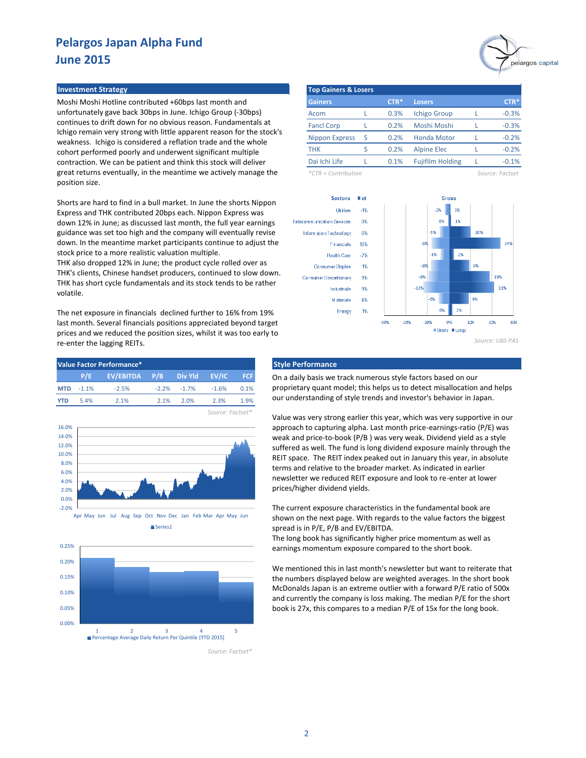# Pelargos Japan Alpha Fund
## June 2015

### Investment Strategy

Moshi Moshi Hotline contributed +60bps last month and unfortunately gave back 30bps in June. Ichigo Group (-30bps) continues to drift down for no obvious reason. Fundamentals at Ichigo remain very strong with little apparent reason for the stock's weakness. Ichigo is considered a reflation trade and the whole cohort performed poorly and underwent significant multiple contraction. We can be patient and think this stock will deliver great returns eventually, in the meantime we actively manage the position size.

Shorts are hard to find in a bull market. In June the shorts Nippon Express and THK contributed 20bps each. Nippon Express was down 12% in June; as discussed last month, the full year earnings guidance was set too high and the company will eventually revise down. In the meantime market participants continue to adjust the stock price to a more realistic valuation multiple.
THK also dropped 12% in June; the product cycle rolled over as THK's clients, Chinese handset producers, continued to slow down. THK has short cycle fundamentals and its stock tends to be rather volatile.

The net exposure in financials declined further to 16% from 19% last month. Several financials positions appreciated beyond target prices and we reduced the position sizes, whilst it was too early to re-enter the lagging REITs.

### Top Gainers & Losers

| Gainers | | CTR* | Losers | | CTR* |
|---|---|---|---|---|---|
| Acom | L | 0.3% | Ichigo Group | L | -0.3% |
| Fancl Corp | L | 0.2% | Moshi Moshi | L | -0.3% |
| Nippon Express | S | 0.2% | Honda Motor | L | -0.2% |
| THK | S | 0.2% | Alpine Elec | L | -0.2% |
| Dai Ichi Life | L | 0.1% | Fujifilm Holding | L | -0.1% |

*CTR = Contribution

Source: Factset

| Sectors | Net | Shorts | Longs |
|---|---|---|---|
| Utilities | -1% | -2% | 1% |
| Telecommunication Services | 0% | 0% | 1% |
| Information Technology | 6% | -5% | 10% |
| Financials | 16% | -8% | 24% |
| Health Care | -2% | -4% | 2% |
| Consumer Staples | 1% | -8% | 9% |
| Consumer Discretionary | 9% | -9% | 19% |
| Industrials | 9% | -12% | 21% |
| Materials | 4% | -5% | 9% |
| Energy | 1% | 0% | 2% |

Source: UBS PAS

### Value Factor Performance*

| | P/E | EV/EBITDA | P/B | Div Yld | EV/IC | FCF |
|---|---|---|---|---|---|---|
| MTD | -1.1% | -2.5% | -2.2% | -1.7% | -1.6% | 0.1% |
| YTD | 5.4% | 2.1% | 2.1% | 2.0% | 2.3% | 1.9% |

Source: Factset*

Series1

Percentage Average Daily Return Per Quintile [YTD 2015]

Source: Factset*

### Style Performance

On a daily basis we track numerous style factors based on our proprietary quant model; this helps us to detect misallocation and helps our understanding of style trends and investor's behavior in Japan.

Value was very strong earlier this year, which was very supportive in our approach to capturing alpha. Last month price-earnings-ratio (P/E) was weak and price-to-book (P/B ) was very weak. Dividend yield as a style suffered as well. The fund is long dividend exposure mainly through the REIT space. The REIT index peaked out in January this year, in absolute terms and relative to the broader market. As indicated in earlier newsletter we reduced REIT exposure and look to re-enter at lower prices/higher dividend yields.

The current exposure characteristics in the fundamental book are shown on the next page. With regards to the value factors the biggest spread is in P/E, P/B and EV/EBITDA.
The long book has significantly higher price momentum as well as earnings momentum exposure compared to the short book.

We mentioned this in last month's newsletter but want to reiterate that the numbers displayed below are weighted averages. In the short book McDonalds Japan is an extreme outlier with a forward P/E ratio of 500x and currently the company is loss making. The median P/E for the short book is 27x, this compares to a median P/E of 15x for the long book.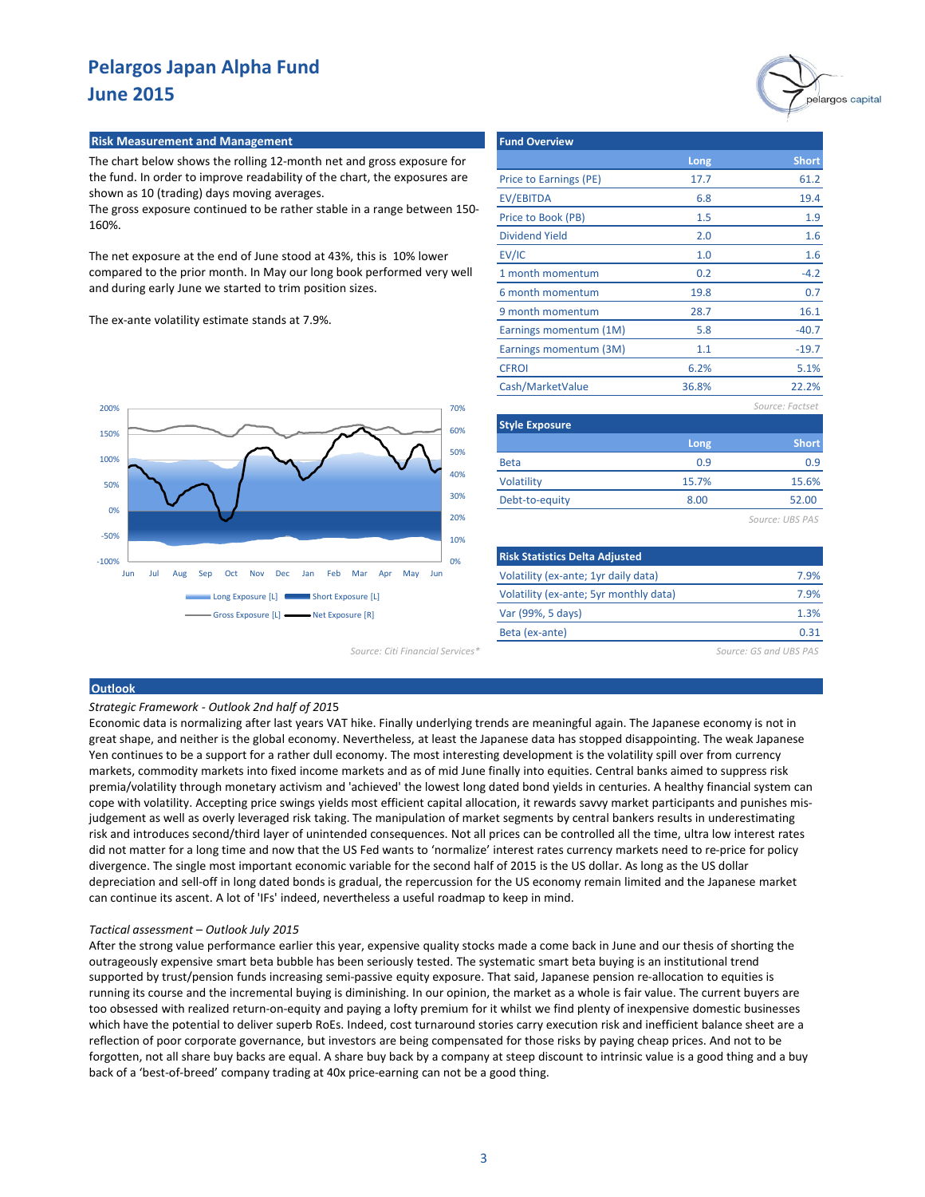# Pelargos Japan Alpha Fund
# June 2015

## Risk Measurement and Management

The chart below shows the rolling 12-month net and gross exposure for the fund. In order to improve readability of the chart, the exposures are shown as 10 (trading) days moving averages.
The gross exposure continued to be rather stable in a range between 150-160%.

The net exposure at the end of June stood at 43%, this is 10% lower compared to the prior month. In May our long book performed very well and during early June we started to trim position sizes.

The ex-ante volatility estimate stands at 7.9%.

Long Exposure [L] | Short Exposure [L] | Gross Exposure [L] | Net Exposure [R]

Source: Citi Financial Services*

## Fund Overview

| | Long | Short |
|---|---|---|
| Price to Earnings (PE) | 17.7 | 61.2 |
| EV/EBITDA | 6.8 | 19.4 |
| Price to Book (PB) | 1.5 | 1.9 |
| Dividend Yield | 2.0 | 1.6 |
| EV/IC | 1.0 | 1.6 |
| 1 month momentum | 0.2 | -4.2 |
| 6 month momentum | 19.8 | 0.7 |
| 9 month momentum | 28.7 | 16.1 |
| Earnings momentum (1M) | 5.8 | -40.7 |
| Earnings momentum (3M) | 1.1 | -19.7 |
| CFROI | 6.2% | 5.1% |
| Cash/MarketValue | 36.8% | 22.2% |

*Source: Factset*

## Style Exposure

| | Long | Short |
|---|---|---|
| Beta | 0.9 | 0.9 |
| Volatility | 15.7% | 15.6% |
| Debt-to-equity | 8.00 | 52.00 |

*Source: UBS PAS*

## Risk Statistics Delta Adjusted

| | |
|---|---|
| Volatility (ex-ante; 1yr daily data) | 7.9% |
| Volatility (ex-ante; 5yr monthly data) | 7.9% |
| Var (99%, 5 days) | 1.3% |
| Beta (ex-ante) | 0.31 |

*Source: GS and UBS PAS*

## Outlook

*Strategic Framework - Outlook 2nd half of 2015*

Economic data is normalizing after last years VAT hike. Finally underlying trends are meaningful again. The Japanese economy is not in great shape, and neither is the global economy. Nevertheless, at least the Japanese data has stopped disappointing. The weak Japanese Yen continues to be a support for a rather dull economy. The most interesting development is the volatility spill over from currency markets, commodity markets into fixed income markets and as of mid June finally into equities. Central banks aimed to suppress risk premia/volatility through monetary activism and 'achieved' the lowest long dated bond yields in centuries. A healthy financial system can cope with volatility. Accepting price swings yields most efficient capital allocation, it rewards savvy market participants and punishes mis-judgement as well as overly leveraged risk taking. The manipulation of market segments by central bankers results in underestimating risk and introduces second/third layer of unintended consequences. Not all prices can be controlled all the time, ultra low interest rates did not matter for a long time and now that the US Fed wants to 'normalize' interest rates currency markets need to re-price for policy divergence. The single most important economic variable for the second half of 2015 is the US dollar. As long as the US dollar depreciation and sell-off in long dated bonds is gradual, the repercussion for the US economy remain limited and the Japanese market can continue its ascent. A lot of 'IFs' indeed, nevertheless a useful roadmap to keep in mind.

*Tactical assessment – Outlook July 2015*

After the strong value performance earlier this year, expensive quality stocks made a come back in June and our thesis of shorting the outrageously expensive smart beta bubble has been seriously tested. The systematic smart beta buying is an institutional trend supported by trust/pension funds increasing semi-passive equity exposure. That said, Japanese pension re-allocation to equities is running its course and the incremental buying is diminishing. In our opinion, the market as a whole is fair value. The current buyers are too obsessed with realized return-on-equity and paying a lofty premium for it whilst we find plenty of inexpensive domestic businesses which have the potential to deliver superb RoEs. Indeed, cost turnaround stories carry execution risk and inefficient balance sheet are a reflection of poor corporate governance, but investors are being compensated for those risks by paying cheap prices. And not to be forgotten, not all share buy backs are equal. A share buy back by a company at steep discount to intrinsic value is a good thing and a buy back of a 'best-of-breed' company trading at 40x price-earning can not be a good thing.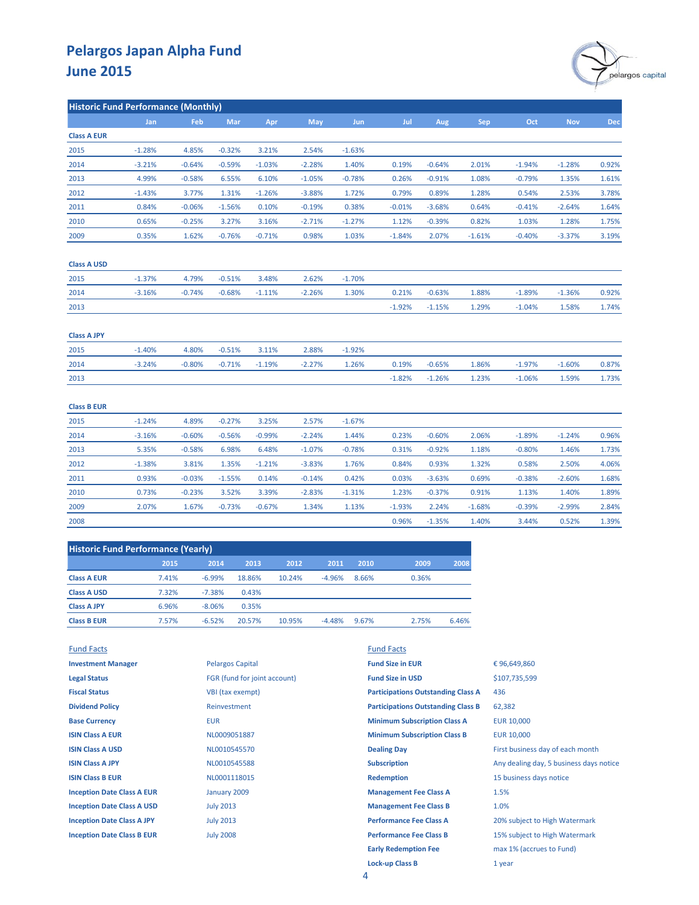# Pelargos Japan Alpha Fund
## June 2015

### Historic Fund Performance (Monthly)

| | Jan | Feb | Mar | Apr | May | Jun | Jul | Aug | Sep | Oct | Nov | Dec |
|---|---|---|---|---|---|---|---|---|---|---|---|---|
| **Class A EUR** | | | | | | | | | | | | |
| 2015 | -1.28% | 4.85% | -0.32% | 3.21% | 2.54% | -1.63% | | | | | | |
| 2014 | -3.21% | -0.64% | -0.59% | -1.03% | -2.28% | 1.40% | 0.19% | -0.64% | 2.01% | -1.94% | -1.28% | 0.92% |
| 2013 | 4.99% | -0.58% | 6.55% | 6.10% | -1.05% | -0.78% | 0.26% | -0.91% | 1.08% | -0.79% | 1.35% | 1.61% |
| 2012 | -1.43% | 3.77% | 1.31% | -1.26% | -3.88% | 1.72% | 0.79% | 0.89% | 1.28% | 0.54% | 2.53% | 3.78% |
| 2011 | 0.84% | -0.06% | -1.56% | 0.10% | -0.19% | 0.38% | -0.01% | -3.68% | 0.64% | -0.41% | -2.64% | 1.64% |
| 2010 | 0.65% | -0.25% | 3.27% | 3.16% | -2.71% | -1.27% | 1.12% | -0.39% | 0.82% | 1.03% | 1.28% | 1.75% |
| 2009 | 0.35% | 1.62% | -0.76% | -0.71% | 0.98% | 1.03% | -1.84% | 2.07% | -1.61% | -0.40% | -3.37% | 3.19% |
| **Class A USD** | | | | | | | | | | | | |
| 2015 | -1.37% | 4.79% | -0.51% | 3.48% | 2.62% | -1.70% | | | | | | |
| 2014 | -3.16% | -0.74% | -0.68% | -1.11% | -2.26% | 1.30% | 0.21% | -0.63% | 1.88% | -1.89% | -1.36% | 0.92% |
| 2013 | | | | | | | -1.92% | -1.15% | 1.29% | -1.04% | 1.58% | 1.74% |
| **Class A JPY** | | | | | | | | | | | | |
| 2015 | -1.40% | 4.80% | -0.51% | 3.11% | 2.88% | -1.92% | | | | | | |
| 2014 | -3.24% | -0.80% | -0.71% | -1.19% | -2.27% | 1.26% | 0.19% | -0.65% | 1.86% | -1.97% | -1.60% | 0.87% |
| 2013 | | | | | | | -1.82% | -1.26% | 1.23% | -1.06% | 1.59% | 1.73% |
| **Class B EUR** | | | | | | | | | | | | |
| 2015 | -1.24% | 4.89% | -0.27% | 3.25% | 2.57% | -1.67% | | | | | | |
| 2014 | -3.16% | -0.60% | -0.56% | -0.99% | -2.24% | 1.44% | 0.23% | -0.60% | 2.06% | -1.89% | -1.24% | 0.96% |
| 2013 | 5.35% | -0.58% | 6.98% | 6.48% | -1.07% | -0.78% | 0.31% | -0.92% | 1.18% | -0.80% | 1.46% | 1.73% |
| 2012 | -1.38% | 3.81% | 1.35% | -1.21% | -3.83% | 1.76% | 0.84% | 0.93% | 1.32% | 0.58% | 2.50% | 4.06% |
| 2011 | 0.93% | -0.03% | -1.55% | 0.14% | -0.14% | 0.42% | 0.03% | -3.63% | 0.69% | -0.38% | -2.60% | 1.68% |
| 2010 | 0.73% | -0.23% | 3.52% | 3.39% | -2.83% | -1.31% | 1.23% | -0.37% | 0.91% | 1.13% | 1.40% | 1.89% |
| 2009 | 2.07% | 1.67% | -0.73% | -0.67% | 1.34% | 1.13% | -1.93% | 2.24% | -1.68% | -0.39% | -2.99% | 2.84% |
| 2008 | | | | | | | 0.96% | -1.35% | 1.40% | 3.44% | 0.52% | 1.39% |

### Historic Fund Performance (Yearly)

| | 2015 | 2014 | 2013 | 2012 | 2011 | 2010 | 2009 | 2008 |
|---|---|---|---|---|---|---|---|---|
| **Class A EUR** | 7.41% | -6.99% | 18.86% | 10.24% | -4.96% | 8.66% | 0.36% | |
| **Class A USD** | 7.32% | -7.38% | 0.43% | | | | | |
| **Class A JPY** | 6.96% | -8.06% | 0.35% | | | | | |
| **Class B EUR** | 7.57% | -6.52% | 20.57% | 10.95% | -4.48% | 9.67% | 2.75% | 6.46% |

### Fund Facts

| | |
|---|---|
| **Investment Manager** | Pelargos Capital |
| **Legal Status** | FGR (fund for joint account) |
| **Fiscal Status** | VBI (tax exempt) |
| **Dividend Policy** | Reinvestment |
| **Base Currency** | EUR |
| **ISIN Class A EUR** | NL0009051887 |
| **ISIN Class A USD** | NL0010545570 |
| **ISIN Class A JPY** | NL0010545588 |
| **ISIN Class B EUR** | NL0001118015 |
| **Inception Date Class A EUR** | January 2009 |
| **Inception Date Class A USD** | July 2013 |
| **Inception Date Class A JPY** | July 2013 |
| **Inception Date Class B EUR** | July 2008 |

### Fund Facts

| | |
|---|---|
| **Fund Size in EUR** | € 96,649,860 |
| **Fund Size in USD** | $107,735,599 |
| **Participations Outstanding Class A** | 436 |
| **Participations Outstanding Class B** | 62,382 |
| **Minimum Subscription Class A** | EUR 10,000 |
| **Minimum Subscription Class B** | EUR 10,000 |
| **Dealing Day** | First business day of each month |
| **Subscription** | Any dealing day, 5 business days notice |
| **Redemption** | 15 business days notice |
| **Management Fee Class A** | 1.5% |
| **Management Fee Class B** | 1.0% |
| **Performance Fee Class A** | 20% subject to High Watermark |
| **Performance Fee Class B** | 15% subject to High Watermark |
| **Early Redemption Fee** | max 1% (accrues to Fund) |
| **Lock-up Class B** | 1 year |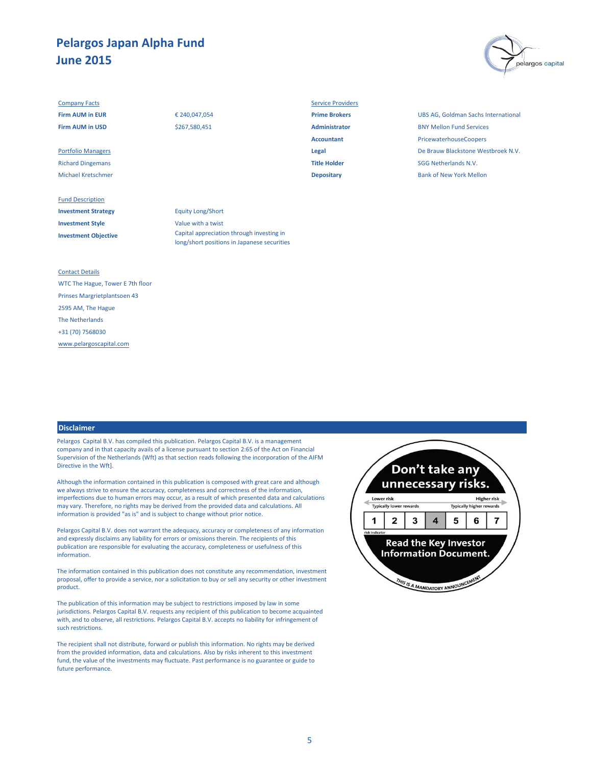# Pelargos Japan Alpha Fund
## June 2015

pelargos capital

**Company Facts**

| | |
|---|---|
| **Firm AUM in EUR** | € 240,047,054 |
| **Firm AUM in USD** | $267,580,451 |

**Portfolio Managers**

Richard Dingemans

Michael Kretschmer

**Service Providers**

| | |
|---|---|
| **Prime Brokers** | UBS AG, Goldman Sachs International |
| **Administrator** | BNY Mellon Fund Services |
| **Accountant** | PricewaterhouseCoopers |
| **Legal** | De Brauw Blackstone Westbroek N.V. |
| **Title Holder** | SGG Netherlands N.V. |
| **Depositary** | Bank of New York Mellon |

**Fund Description**

| | |
|---|---|
| **Investment Strategy** | Equity Long/Short |
| **Investment Style** | Value with a twist |
| **Investment Objective** | Capital appreciation through investing in long/short positions in Japanese securities |

**Contact Details**

WTC The Hague, Tower E 7th floor

Prinses Margrietplantsoen 43

2595 AM, The Hague

The Netherlands

+31 (70) 7568030

www.pelargoscapital.com

## Disclaimer

Pelargos Capital B.V. has compiled this publication. Pelargos Capital B.V. is a management company and in that capacity avails of a license pursuant to section 2:65 of the Act on Financial Supervision of the Netherlands (Wft) as that section reads following the incorporation of the AIFM Directive in the Wft].

Although the information contained in this publication is composed with great care and although we always strive to ensure the accuracy, completeness and correctness of the information, imperfections due to human errors may occur, as a result of which presented data and calculations may vary. Therefore, no rights may be derived from the provided data and calculations. All information is provided "as is" and is subject to change without prior notice.

Pelargos Capital B.V. does not warrant the adequacy, accuracy or completeness of any information and expressly disclaims any liability for errors or omissions therein. The recipients of this publication are responsible for evaluating the accuracy, completeness or usefulness of this information.

The information contained in this publication does not constitute any recommendation, investment proposal, offer to provide a service, nor a solicitation to buy or sell any security or other investment product.

The publication of this information may be subject to restrictions imposed by law in some jurisdictions. Pelargos Capital B.V. requests any recipient of this publication to become acquainted with, and to observe, all restrictions. Pelargos Capital B.V. accepts no liability for infringement of such restrictions.

The recipient shall not distribute, forward or publish this information. No rights may be derived from the provided information, data and calculations. Also by risks inherent to this investment fund, the value of the investments may fluctuate. Past performance is no guarantee or guide to future performance.

Don't take any unnecessary risks.

Lower risk — Typically lower rewards | Higher risk — Typically higher rewards

1 2 3 4 5 6 7

risk indicator

Read the Key Investor Information Document.

THIS IS A MANDATORY ANNOUNCEMENT